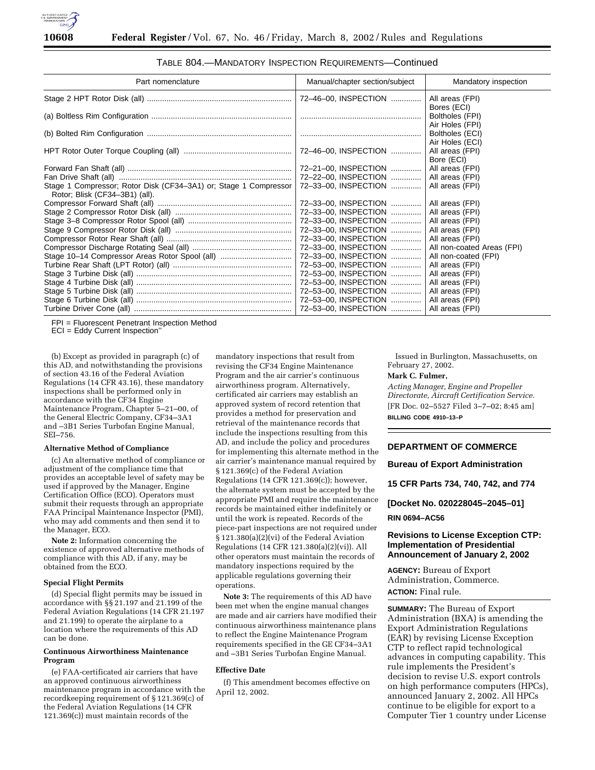TABLE 804.—MANDATORY INSPECTION REQUIREMENTS—Continued

| Part nomenclature | Manual/chapter section/subject | Mandatory inspection |
|---|---|---|
| Stage 2 HPT Rotor Disk (all) | 72–46–00, INSPECTION | All areas (FPI) Bores (ECI) |
| (a) Boltless Rim Configuration | | Boltholes (FPI) Air Holes (FPI) |
| (b) Bolted Rim Configuration | | Boltholes (ECI) Air Holes (ECI) |
| HPT Rotor Outer Torque Coupling (all) | 72–46–00, INSPECTION | All areas (FPI) Bore (ECI) |
| Forward Fan Shaft (all) | 72–21–00, INSPECTION | All areas (FPI) |
| Fan Drive Shaft (all) | 72–22–00, INSPECTION | All areas (FPI) |
| Stage 1 Compressor; Rotor Disk (CF34–3A1) or; Stage 1 Compressor Rotor; Blisk (CF34–3B1) (all). | 72–33–00, INSPECTION | All areas (FPI) |
| Compressor Forward Shaft (all) | 72–33–00, INSPECTION | All areas (FPI) |
| Stage 2 Compressor Rotor Disk (all) | 72–33–00, INSPECTION | All areas (FPI) |
| Stage 3–8 Compressor Rotor Spool (all) | 72–33–00, INSPECTION | All areas (FPI) |
| Stage 9 Compressor Rotor Disk (all) | 72–33–00, INSPECTION | All areas (FPI) |
| Compressor Rotor Rear Shaft (all) | 72–33–00, INSPECTION | All areas (FPI) |
| Compressor Discharge Rotating Seal (all) | 72–33–00, INSPECTION | All non-coated Areas (FPI) |
| Stage 10–14 Compressor Areas Rotor Spool (all) | 72–33–00, INSPECTION | All non-coated (FPI) |
| Turbine Rear Shaft (LPT Rotor) (all) | 72–53–00, INSPECTION | All areas (FPI) |
| Stage 3 Turbine Disk (all) | 72–53–00, INSPECTION | All areas (FPI) |
| Stage 4 Turbine Disk (all) | 72–53–00, INSPECTION | All areas (FPI) |
| Stage 5 Turbine Disk (all) | 72–53–00, INSPECTION | All areas (FPI) |
| Stage 6 Turbine Disk (all) | 72–53–00, INSPECTION | All areas (FPI) |
| Turbine Driver Cone (all) | 72–53–00, INSPECTION | All areas (FPI) |

FPI = Fluorescent Penetrant Inspection Method
ECI = Eddy Current Inspection"

(b) Except as provided in paragraph (c) of this AD, and notwithstanding the provisions of section 43.16 of the Federal Aviation Regulations (14 CFR 43.16), these mandatory inspections shall be performed only in accordance with the CF34 Engine Maintenance Program, Chapter 5–21–00, of the General Electric Company, CF34–3A1 and –3B1 Series Turbofan Engine Manual, SEI–756.

**Alternative Method of Compliance**

(c) An alternative method of compliance or adjustment of the compliance time that provides an acceptable level of safety may be used if approved by the Manager, Engine Certification Office (ECO). Operators must submit their requests through an appropriate FAA Principal Maintenance Inspector (PMI), who may add comments and then send it to the Manager, ECO.

**Note 2:** Information concerning the existence of approved alternative methods of compliance with this AD, if any, may be obtained from the ECO.

**Special Flight Permits**

(d) Special flight permits may be issued in accordance with §§ 21.197 and 21.199 of the Federal Aviation Regulations (14 CFR 21.197 and 21.199) to operate the airplane to a location where the requirements of this AD can be done.

**Continuous Airworthiness Maintenance Program**

(e) FAA-certificated air carriers that have an approved continuous airworthiness maintenance program in accordance with the recordkeeping requirement of § 121.369(c) of the Federal Aviation Regulations (14 CFR 121.369(c)) must maintain records of the mandatory inspections that result from revising the CF34 Engine Maintenance Program and the air carrier's continuous airworthiness program. Alternatively, certificated air carriers may establish an approved system of record retention that provides a method for preservation and retrieval of the maintenance records that include the inspections resulting from this AD, and include the policy and procedures for implementing this alternate method in the air carrier's maintenance manual required by § 121.369(c) of the Federal Aviation Regulations (14 CFR 121.369(c)); however, the alternate system must be accepted by the appropriate PMI and require the maintenance records be maintained either indefinitely or until the work is repeated. Records of the piece-part inspections are not required under § 121.380(a)(2)(vi) of the Federal Aviation Regulations (14 CFR 121.380(a)(2)(vi)). All other operators must maintain the records of mandatory inspections required by the applicable regulations governing their operations.

**Note 3:** The requirements of this AD have been met when the engine manual changes are made and air carriers have modified their continuous airworthiness maintenance plans to reflect the Engine Maintenance Program requirements specified in the GE CF34–3A1 and –3B1 Series Turbofan Engine Manual.

**Effective Date**

(f) This amendment becomes effective on April 12, 2002.

Issued in Burlington, Massachusetts, on February 27, 2002.

**Mark C. Fulmer,**

*Acting Manager, Engine and Propeller Directorate, Aircraft Certification Service.*

[FR Doc. 02–5527 Filed 3–7–02; 8:45 am]

**BILLING CODE 4910–13–P**

## DEPARTMENT OF COMMERCE

### Bureau of Export Administration

### 15 CFR Parts 734, 740, 742, and 774

### [Docket No. 020228045–2045–01]

### RIN 0694–AC56

### Revisions to License Exception CTP: Implementation of Presidential Announcement of January 2, 2002

**AGENCY:** Bureau of Export Administration, Commerce.

**ACTION:** Final rule.

**SUMMARY:** The Bureau of Export Administration (BXA) is amending the Export Administration Regulations (EAR) by revising License Exception CTP to reflect rapid technological advances in computing capability. This rule implements the President's decision to revise U.S. export controls on high performance computers (HPCs), announced January 2, 2002. All HPCs continue to be eligible for export to a Computer Tier 1 country under License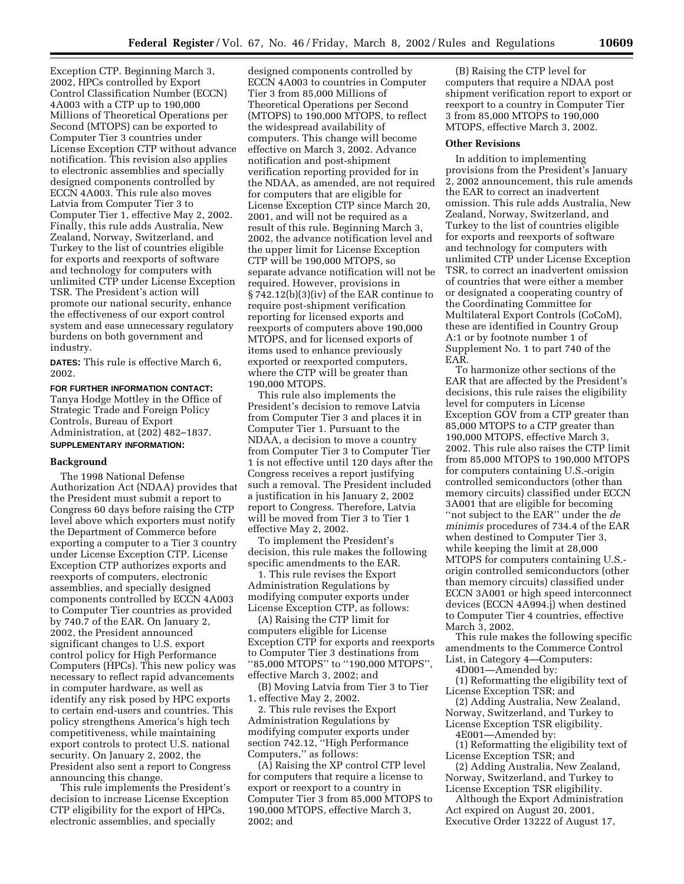Exception CTP. Beginning March 3, 2002, HPCs controlled by Export Control Classification Number (ECCN) 4A003 with a CTP up to 190,000 Millions of Theoretical Operations per Second (MTOPS) can be exported to Computer Tier 3 countries under License Exception CTP without advance notification. This revision also applies to electronic assemblies and specially designed components controlled by ECCN 4A003. This rule also moves Latvia from Computer Tier 3 to Computer Tier 1, effective May 2, 2002. Finally, this rule adds Australia, New Zealand, Norway, Switzerland, and Turkey to the list of countries eligible for exports and reexports of software and technology for computers with unlimited CTP under License Exception TSR. The President's action will promote our national security, enhance the effectiveness of our export control system and ease unnecessary regulatory burdens on both government and industry.

**DATES:** This rule is effective March 6, 2002.

**FOR FURTHER INFORMATION CONTACT:** Tanya Hodge Mottley in the Office of Strategic Trade and Foreign Policy Controls, Bureau of Export Administration, at (202) 482–1837.

**SUPPLEMENTARY INFORMATION:**

## Background

The 1998 National Defense Authorization Act (NDAA) provides that the President must submit a report to Congress 60 days before raising the CTP level above which exporters must notify the Department of Commerce before exporting a computer to a Tier 3 country under License Exception CTP. License Exception CTP authorizes exports and reexports of computers, electronic assemblies, and specially designed components controlled by ECCN 4A003 to Computer Tier countries as provided by 740.7 of the EAR. On January 2, 2002, the President announced significant changes to U.S. export control policy for High Performance Computers (HPCs). This new policy was necessary to reflect rapid advancements in computer hardware, as well as identify any risk posed by HPC exports to certain end-users and countries. This policy strengthens America's high tech competitiveness, while maintaining export controls to protect U.S. national security. On January 2, 2002, the President also sent a report to Congress announcing this change.

This rule implements the President's decision to increase License Exception CTP eligibility for the export of HPCs, electronic assemblies, and specially designed components controlled by ECCN 4A003 to countries in Computer Tier 3 from 85,000 Millions of Theoretical Operations per Second (MTOPS) to 190,000 MTOPS, to reflect the widespread availability of computers. This change will become effective on March 3, 2002. Advance notification and post-shipment verification reporting provided for in the NDAA, as amended, are not required for computers that are eligible for License Exception CTP since March 20, 2001, and will not be required as a result of this rule. Beginning March 3, 2002, the advance notification level and the upper limit for License Exception CTP will be 190,000 MTOPS, so separate advance notification will not be required. However, provisions in § 742.12(b)(3)(iv) of the EAR continue to require post-shipment verification reporting for licensed exports and reexports of computers above 190,000 MTOPS, and for licensed exports of items used to enhance previously exported or reexported computers, where the CTP will be greater than 190,000 MTOPS.

This rule also implements the President's decision to remove Latvia from Computer Tier 3 and places it in Computer Tier 1. Pursuant to the NDAA, a decision to move a country from Computer Tier 3 to Computer Tier 1 is not effective until 120 days after the Congress receives a report justifying such a removal. The President included a justification in his January 2, 2002 report to Congress. Therefore, Latvia will be moved from Tier 3 to Tier 1 effective May 2, 2002.

To implement the President's decision, this rule makes the following specific amendments to the EAR.

1. This rule revises the Export Administration Regulations by modifying computer exports under License Exception CTP, as follows:

(A) Raising the CTP limit for computers eligible for License Exception CTP for exports and reexports to Computer Tier 3 destinations from "85,000 MTOPS" to "190,000 MTOPS", effective March 3, 2002; and

(B) Moving Latvia from Tier 3 to Tier 1, effective May 2, 2002.

2. This rule revises the Export Administration Regulations by modifying computer exports under section 742.12, "High Performance Computers," as follows:

(A) Raising the XP control CTP level for computers that require a license to export or reexport to a country in Computer Tier 3 from 85,000 MTOPS to 190,000 MTOPS, effective March 3, 2002; and

(B) Raising the CTP level for computers that require a NDAA post shipment verification report to export or reexport to a country in Computer Tier 3 from 85,000 MTOPS to 190,000 MTOPS, effective March 3, 2002.

## Other Revisions

In addition to implementing provisions from the President's January 2, 2002 announcement, this rule amends the EAR to correct an inadvertent omission. This rule adds Australia, New Zealand, Norway, Switzerland, and Turkey to the list of countries eligible for exports and reexports of software and technology for computers with unlimited CTP under License Exception TSR, to correct an inadvertent omission of countries that were either a member or designated a cooperating country of the Coordinating Committee for Multilateral Export Controls (CoCoM), these are identified in Country Group A:1 or by footnote number 1 of Supplement No. 1 to part 740 of the EAR.

To harmonize other sections of the EAR that are affected by the President's decisions, this rule raises the eligibility level for computers in License Exception GOV from a CTP greater than 85,000 MTOPS to a CTP greater than 190,000 MTOPS, effective March 3, 2002. This rule also raises the CTP limit from 85,000 MTOPS to 190,000 MTOPS for computers containing U.S.-origin controlled semiconductors (other than memory circuits) classified under ECCN 3A001 that are eligible for becoming "not subject to the EAR" under the *de minimis* procedures of 734.4 of the EAR when destined to Computer Tier 3, while keeping the limit at 28,000 MTOPS for computers containing U.S.-origin controlled semiconductors (other than memory circuits) classified under ECCN 3A001 or high speed interconnect devices (ECCN 4A994.j) when destined to Computer Tier 4 countries, effective March 3, 2002.

This rule makes the following specific amendments to the Commerce Control List, in Category 4—Computers:

4D001—Amended by:

(1) Reformatting the eligibility text of License Exception TSR; and

(2) Adding Australia, New Zealand, Norway, Switzerland, and Turkey to License Exception TSR eligibility.

4E001—Amended by:

(1) Reformatting the eligibility text of License Exception TSR; and

(2) Adding Australia, New Zealand, Norway, Switzerland, and Turkey to License Exception TSR eligibility.

Although the Export Administration Act expired on August 20, 2001, Executive Order 13222 of August 17,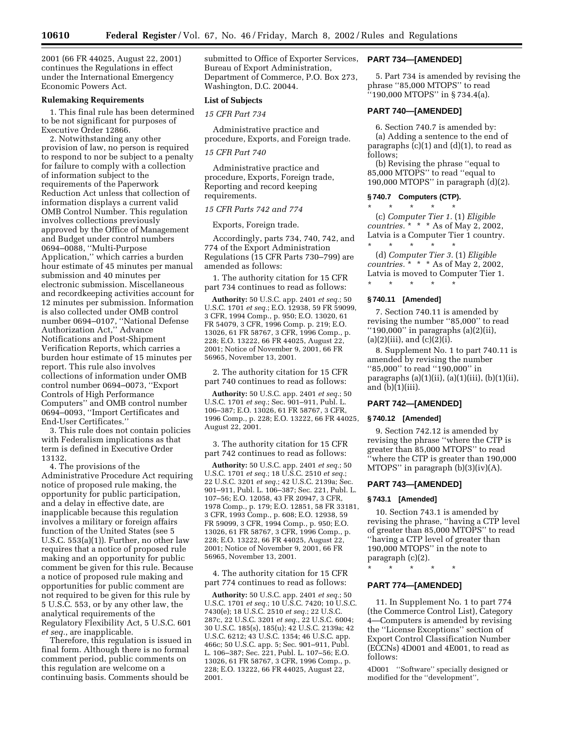2001 (66 FR 44025, August 22, 2001) continues the Regulations in effect under the International Emergency Economic Powers Act.

**Rulemaking Requirements**

1. This final rule has been determined to be not significant for purposes of Executive Order 12866.

2. Notwithstanding any other provision of law, no person is required to respond to nor be subject to a penalty for failure to comply with a collection of information subject to the requirements of the Paperwork Reduction Act unless that collection of information displays a current valid OMB Control Number. This regulation involves collections previously approved by the Office of Management and Budget under control numbers 0694–0088, ''Multi-Purpose Application,'' which carries a burden hour estimate of 45 minutes per manual submission and 40 minutes per electronic submission. Miscellaneous and recordkeeping activities account for 12 minutes per submission. Information is also collected under OMB control number 0694–0107, ''National Defense Authorization Act,'' Advance Notifications and Post-Shipment Verification Reports, which carries a burden hour estimate of 15 minutes per report. This rule also involves collections of information under OMB control number 0694–0073, ''Export Controls of High Performance Computers'' and OMB control number 0694–0093, ''Import Certificates and End-User Certificates.''

3. This rule does not contain policies with Federalism implications as that term is defined in Executive Order 13132.

4. The provisions of the Administrative Procedure Act requiring notice of proposed rule making, the opportunity for public participation, and a delay in effective date, are inapplicable because this regulation involves a military or foreign affairs function of the United States (see 5 U.S.C. 553(a)(1)). Further, no other law requires that a notice of proposed rule making and an opportunity for public comment be given for this rule. Because a notice of proposed rule making and opportunities for public comment are not required to be given for this rule by 5 U.S.C. 553, or by any other law, the analytical requirements of the Regulatory Flexibility Act, 5 U.S.C. 601 *et seq.*, are inapplicable.

Therefore, this regulation is issued in final form. Although there is no formal comment period, public comments on this regulation are welcome on a continuing basis. Comments should be submitted to Office of Exporter Services, Bureau of Export Administration, Department of Commerce, P.O. Box 273, Washington, D.C. 20044.

**List of Subjects**

*15 CFR Part 734*

Administrative practice and procedure, Exports, and Foreign trade.

*15 CFR Part 740*

Administrative practice and procedure, Exports, Foreign trade, Reporting and record keeping requirements.

*15 CFR Parts 742 and 774*

Exports, Foreign trade.

Accordingly, parts 734, 740, 742, and 774 of the Export Administration Regulations (15 CFR Parts 730–799) are amended as follows:

1. The authority citation for 15 CFR part 734 continues to read as follows:

**Authority:** 50 U.S.C. app. 2401 *et seq.*; 50 U.S.C. 1701 *et seq.*; E.O. 12938, 59 FR 59099, 3 CFR, 1994 Comp., p. 950; E.O. 13020, 61 FR 54079, 3 CFR, 1996 Comp. p. 219; E.O. 13026, 61 FR 58767, 3 CFR, 1996 Comp., p. 228; E.O. 13222, 66 FR 44025, August 22, 2001; Notice of November 9, 2001, 66 FR 56965, November 13, 2001.

2. The authority citation for 15 CFR part 740 continues to read as follows:

**Authority:** 50 U.S.C. app. 2401 *et seq.*; 50 U.S.C. 1701 *et seq.*; Sec. 901–911, Publ. L. 106–387; E.O. 13026, 61 FR 58767, 3 CFR, 1996 Comp., p. 228; E.O. 13222, 66 FR 44025, August 22, 2001.

3. The authority citation for 15 CFR part 742 continues to read as follows:

**Authority:** 50 U.S.C. app. 2401 *et seq.*; 50 U.S.C. 1701 *et seq.*; 18 U.S.C. 2510 *et seq.*; 22 U.S.C. 3201 *et seq.*; 42 U.S.C. 2139a; Sec. 901–911, Publ. L. 106–387; Sec. 221, Publ. L. 107–56; E.O. 12058, 43 FR 20947, 3 CFR, 1978 Comp., p. 179; E.O. 12851, 58 FR 33181, 3 CFR, 1993 Comp., p. 608; E.O. 12938, 59 FR 59099, 3 CFR, 1994 Comp., p. 950; E.O. 13026, 61 FR 58767, 3 CFR, 1996 Comp., p. 228; E.O. 13222, 66 FR 44025, August 22, 2001; Notice of November 9, 2001, 66 FR 56965, November 13, 2001.

4. The authority citation for 15 CFR part 774 continues to read as follows:

**Authority:** 50 U.S.C. app. 2401 *et seq.*; 50 U.S.C. 1701 *et seq.*; 10 U.S.C. 7420; 10 U.S.C. 7430(e); 18 U.S.C. 2510 *et seq.*; 22 U.S.C. 287c, 22 U.S.C. 3201 *et seq.*, 22 U.S.C. 6004; 30 U.S.C. 185(s), 185(u); 42 U.S.C. 2139a; 42 U.S.C. 6212; 43 U.S.C. 1354; 46 U.S.C. app. 466c; 50 U.S.C. app. 5; Sec. 901–911, Publ. L. 106–387; Sec. 221, Publ. L. 107–56; E.O. 13026, 61 FR 58767, 3 CFR, 1996 Comp., p. 228; E.O. 13222, 66 FR 44025, August 22, 2001.

## PART 734—[AMENDED]

5. Part 734 is amended by revising the phrase ''85,000 MTOPS'' to read ''190,000 MTOPS'' in § 734.4(a).

## PART 740—[AMENDED]

6. Section 740.7 is amended by:

(a) Adding a sentence to the end of paragraphs (c)(1) and (d)(1), to read as follows;

(b) Revising the phrase ''equal to 85,000 MTOPS'' to read ''equal to 190,000 MTOPS'' in paragraph (d)(2).

### § 740.7 Computers (CTP).

\* \* \* \* \*

(c) *Computer Tier 1.* (1) *Eligible countries.* \* \* \* As of May 2, 2002, Latvia is a Computer Tier 1 country.

\* \* \* \* \*

(d) *Computer Tier 3.* (1) *Eligible countries.* \* \* \* As of May 2, 2002, Latvia is moved to Computer Tier 1.

\* \* \* \* \*

### § 740.11 [Amended]

7. Section 740.11 is amended by revising the number ''85,000'' to read ''190,000'' in paragraphs (a)(2)(ii), (a)(2)(iii), and (c)(2)(i).

8. Supplement No. 1 to part 740.11 is amended by revising the number ''85,000'' to read ''190,000'' in paragraphs (a)(1)(ii), (a)(1)(iii), (b)(1)(ii), and (b)(1)(iii).

## PART 742—[AMENDED]

### § 740.12 [Amended]

9. Section 742.12 is amended by revising the phrase ''where the CTP is greater than 85,000 MTOPS'' to read ''where the CTP is greater than 190,000 MTOPS'' in paragraph (b)(3)(iv)(A).

## PART 743—[AMENDED]

### § 743.1 [Amended]

10. Section 743.1 is amended by revising the phrase, ''having a CTP level of greater than 85,000 MTOPS'' to read ''having a CTP level of greater than 190,000 MTOPS'' in the note to paragraph (c)(2).

\* \* \* \* \*

## PART 774—[AMENDED]

11. In Supplement No. 1 to part 774 (the Commerce Control List), Category 4—Computers is amended by revising the ''License Exceptions'' section of Export Control Classification Number (ECCNs) 4D001 and 4E001, to read as follows:

4D001 ''Software'' specially designed or modified for the ''development'',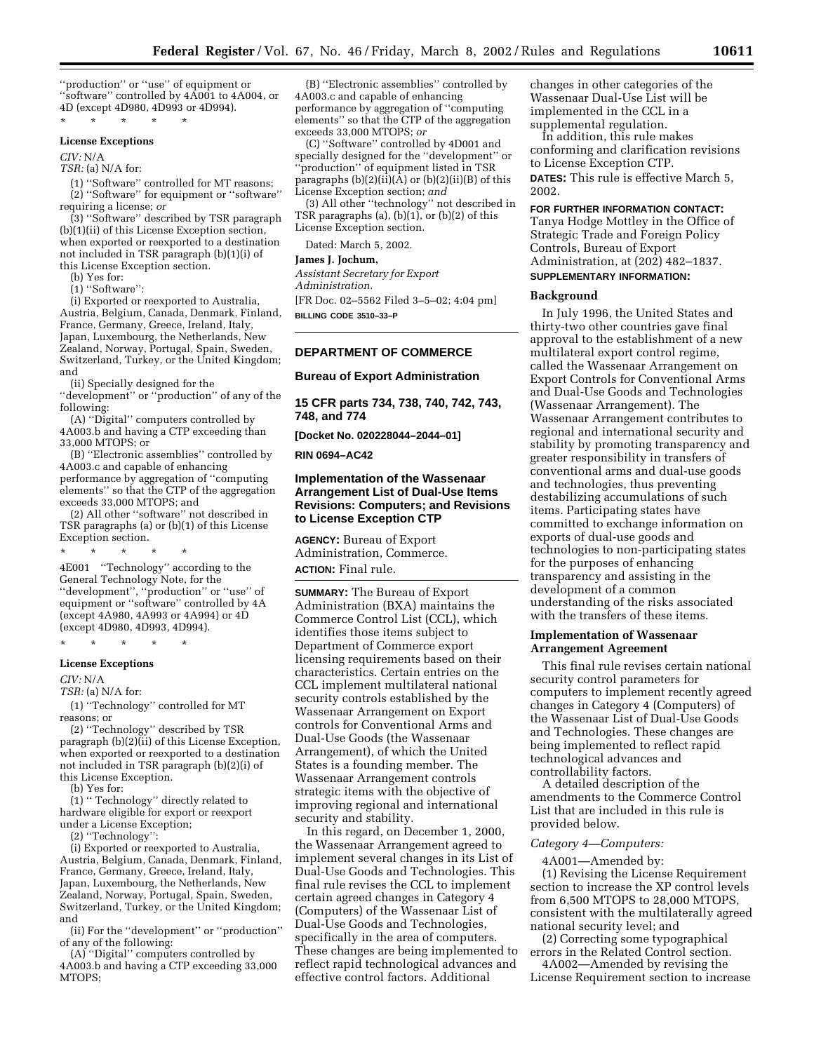''production'' or ''use'' of equipment or ''software'' controlled by 4A001 to 4A004, or 4D (except 4D980, 4D993 or 4D994).

\* \* \* \* \*

**License Exceptions**

*CIV:* N/A

*TSR:* (a) N/A for:

(1) ''Software'' controlled for MT reasons;

(2) ''Software'' for equipment or ''software'' requiring a license; *or*

(3) ''Software'' described by TSR paragraph (b)(1)(ii) of this License Exception section, when exported or reexported to a destination not included in TSR paragraph (b)(1)(i) of this License Exception section.

(b) Yes for:

(1) ''Software'':

(i) Exported or reexported to Australia, Austria, Belgium, Canada, Denmark, Finland, France, Germany, Greece, Ireland, Italy, Japan, Luxembourg, the Netherlands, New Zealand, Norway, Portugal, Spain, Sweden, Switzerland, Turkey, or the United Kingdom; and

(ii) Specially designed for the ''development'' or ''production'' of any of the following:

(A) ''Digital'' computers controlled by 4A003.b and having a CTP exceeding than 33,000 MTOPS; or

(B) ''Electronic assemblies'' controlled by 4A003.c and capable of enhancing performance by aggregation of ''computing elements'' so that the CTP of the aggregation exceeds 33,000 MTOPS; and

(2) All other ''software'' not described in TSR paragraphs (a) or (b)(1) of this License Exception section.

\* \* \* \* \*

4E001 ''Technology'' according to the General Technology Note, for the ''development'', ''production'' or ''use'' of equipment or ''software'' controlled by 4A (except 4A980, 4A993 or 4A994) or 4D (except 4D980, 4D993, 4D994).

\* \* \* \* \*

**License Exceptions**

*CIV:* N/A

*TSR:* (a) N/A for:

(1) ''Technology'' controlled for MT reasons; or

(2) ''Technology'' described by TSR paragraph (b)(2)(ii) of this License Exception, when exported or reexported to a destination not included in TSR paragraph (b)(2)(i) of this License Exception.

(b) Yes for:

(1) '' Technology'' directly related to hardware eligible for export or reexport under a License Exception;

(2) ''Technology'':

(i) Exported or reexported to Australia, Austria, Belgium, Canada, Denmark, Finland, France, Germany, Greece, Ireland, Italy, Japan, Luxembourg, the Netherlands, New Zealand, Norway, Portugal, Spain, Sweden, Switzerland, Turkey, or the United Kingdom; and

(ii) For the ''development'' or ''production'' of any of the following:

(A) ''Digital'' computers controlled by 4A003.b and having a CTP exceeding 33,000 MTOPS;

(B) ''Electronic assemblies'' controlled by 4A003.c and capable of enhancing performance by aggregation of ''computing elements'' so that the CTP of the aggregation exceeds 33,000 MTOPS; *or*

(C) ''Software'' controlled by 4D001 and specially designed for the ''development'' or ''production'' of equipment listed in TSR paragraphs (b)(2)(ii)(A) or (b)(2)(ii)(B) of this License Exception section; *and*

(3) All other ''technology'' not described in TSR paragraphs (a), (b)(1), or (b)(2) of this License Exception section.

Dated: March 5, 2002.

**James J. Jochum,**

*Assistant Secretary for Export Administration.*

[FR Doc. 02–5562 Filed 3–5–02; 4:04 pm]

**BILLING CODE 3510–33–P**

---

## DEPARTMENT OF COMMERCE

### Bureau of Export Administration

### 15 CFR parts 734, 738, 740, 742, 743, 748, and 774

**[Docket No. 020228044–2044–01]**

**RIN 0694–AC42**

### Implementation of the Wassenaar Arrangement List of Dual-Use Items Revisions: Computers; and Revisions to License Exception CTP

**AGENCY:** Bureau of Export Administration, Commerce.

**ACTION:** Final rule.

**SUMMARY:** The Bureau of Export Administration (BXA) maintains the Commerce Control List (CCL), which identifies those items subject to Department of Commerce export licensing requirements based on their characteristics. Certain entries on the CCL implement multilateral national security controls established by the Wassenaar Arrangement on Export controls for Conventional Arms and Dual-Use Goods (the Wassenaar Arrangement), of which the United States is a founding member. The Wassenaar Arrangement controls strategic items with the objective of improving regional and international security and stability.

In this regard, on December 1, 2000, the Wassenaar Arrangement agreed to implement several changes in its List of Dual-Use Goods and Technologies. This final rule revises the CCL to implement certain agreed changes in Category 4 (Computers) of the Wassenaar List of Dual-Use Goods and Technologies, specifically in the area of computers. These changes are being implemented to reflect rapid technological advances and effective control factors. Additional changes in other categories of the Wassenaar Dual-Use List will be implemented in the CCL in a supplemental regulation.

In addition, this rule makes conforming and clarification revisions to License Exception CTP.

**DATES:** This rule is effective March 5, 2002.

**FOR FURTHER INFORMATION CONTACT:** Tanya Hodge Mottley in the Office of Strategic Trade and Foreign Policy Controls, Bureau of Export Administration, at (202) 482–1837.

**SUPPLEMENTARY INFORMATION:**

**Background**

In July 1996, the United States and thirty-two other countries gave final approval to the establishment of a new multilateral export control regime, called the Wassenaar Arrangement on Export Controls for Conventional Arms and Dual-Use Goods and Technologies (Wassenaar Arrangement). The Wassenaar Arrangement contributes to regional and international security and stability by promoting transparency and greater responsibility in transfers of conventional arms and dual-use goods and technologies, thus preventing destabilizing accumulations of such items. Participating states have committed to exchange information on exports of dual-use goods and technologies to non-participating states for the purposes of enhancing transparency and assisting in the development of a common understanding of the risks associated with the transfers of these items.

**Implementation of Wassenaar Arrangement Agreement**

This final rule revises certain national security control parameters for computers to implement recently agreed changes in Category 4 (Computers) of the Wassenaar List of Dual-Use Goods and Technologies. These changes are being implemented to reflect rapid technological advances and controllability factors.

A detailed description of the amendments to the Commerce Control List that are included in this rule is provided below.

*Category 4—Computers:*

4A001—Amended by:

(1) Revising the License Requirement section to increase the XP control levels from 6,500 MTOPS to 28,000 MTOPS, consistent with the multilaterally agreed national security level; and

(2) Correcting some typographical errors in the Related Control section.

4A002—Amended by revising the License Requirement section to increase